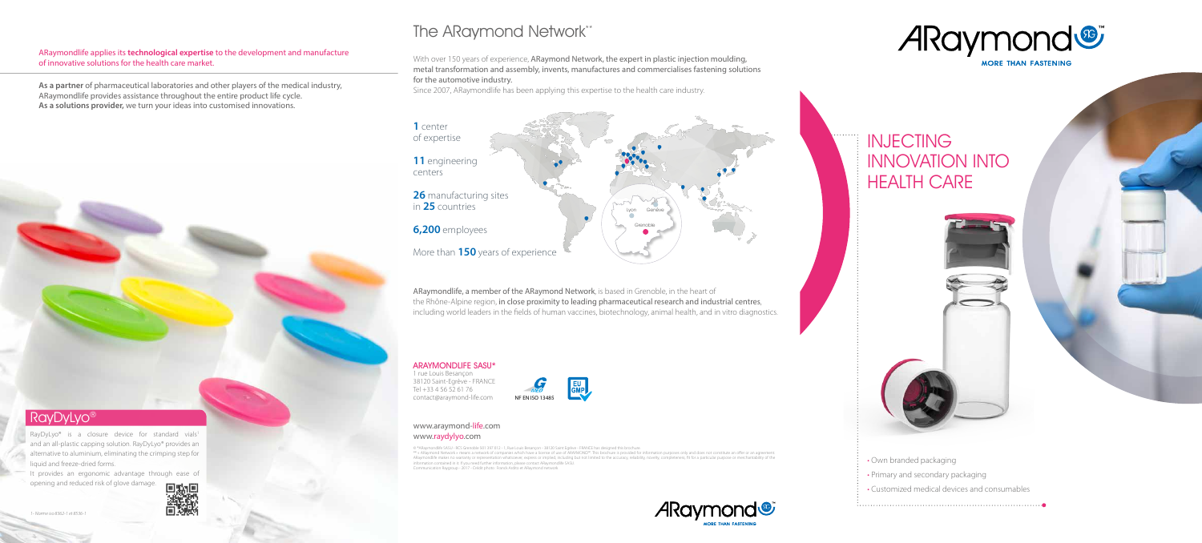ARaymondlife applies its **technological expertise** to the development and manufacture of innovative solutions for the health care market.

**As a partner** of pharmaceutical laboratories and other players of the medical industry, ARaymondlife provides assistance throughout the entire product life cycle.
**As a solutions provider,** we turn your ideas into customised innovations.

## RayDyLyo®

RayDyLyo® is a closure device for standard vials[1] and an all-plastic capping solution. RayDyLyo® provides an alternative to aluminium, eliminating the crimping step for liquid and freeze-dried forms.

It provides an ergonomic advantage through ease of opening and reduced risk of glove damage.

1- Norme iso 8362-1 et 8536-1

# The ARaymond Network**

With over 150 years of experience, ARaymond Network, the expert in plastic injection moulding, metal transformation and assembly, invents, manufactures and commercialises fastening solutions for the automotive industry.
Since 2007, ARaymondlife has been applying this expertise to the health care industry.

**1** center of expertise

**11** engineering centers

**26** manufacturing sites in **25** countries

**6,200** employees

More than **150** years of experience

Lyon Genève Grenoble

ARaymondlife, a member of the ARaymond Network, is based in Grenoble, in the heart of the Rhône-Alpine region, in close proximity to leading pharmaceutical research and industrial centres, including world leaders in the fields of human vaccines, biotechnology, animal health, and in vitro diagnostics.

**ARAYMONDLIFE SASU***
1 rue Louis Besançon
38120 Saint-Egrève - FRANCE
Tel +33 4 56 52 61 76
contact@araymond-life.com

NF EN ISO 13485

EU GMP

www.araymond-life.com
www.raydylyo.com

© *ARaymondlife SASU - RCS Grenoble 501 597 812 - 1, Rue Louis Besançon - 38120 Saint Egrève - FRANCE has designed this brochure.
** « ARaymond Network » means a network of companies which have a license of use of ARAYMOND®. This brochure is provided for information purposes only and does not constitute an offer or an agreement. ARaymondlife makes no warranty or representation whatsoever, express or implied, including but not limited to the accuracy, reliability, novelty, completeness, fit for a particular purpose or merchantability of the information contained in it. If you need further information, please contact ARaymondlife SASU.
Communication Raygroup - 2017 - Crédit photo : Franck Ardito et ARaymond network

ARaymond™ MORE THAN FASTENING

# INJECTING INNOVATION INTO HEALTH CARE

- Own branded packaging
- Primary and secondary packaging
- Customized medical devices and consumables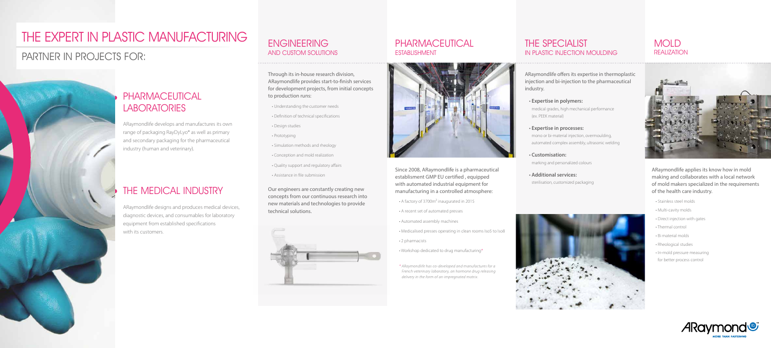# THE EXPERT IN PLASTIC MANUFACTURING

## PARTNER IN PROJECTS FOR:

### PHARMACEUTICAL LABORATORIES

ARaymondlife develops and manufactures its own range of packaging RayDyLyo® as well as primary and secondary packaging for the pharmaceutical industry (human and veterinary).

### THE MEDICAL INDUSTRY

ARaymondlife designs and produces medical devices, diagnostic devices, and consumables for laboratory equipment from established specifications with its customers.

## ENGINEERING AND CUSTOM SOLUTIONS

Through its in-house research division, ARaymondlife provides start-to-finish services for development projects, from initial concepts to production runs:

- Understanding the customer needs
- Definition of technical specifications
- Design studies
- Prototyping
- Simulation methods and rheology
- Conception and mold realization
- Quality support and regulatory affairs
- Assistance in file submission

Our engineers are constantly creating new concepts from our continuous research into new materials and technologies to provide technical solutions.

## PHARMACEUTICAL ESTABLISHMENT

Since 2008, ARaymondlife is a pharmaceutical establishment GMP EU certified , equipped with automated industrial equipment for manufacturing in a controlled atmosphere:

- A factory of 3700m² inaugurated in 2015
- A recent set of automated presses
- Automated assembly machines
- Medicalised presses operating in clean rooms Iso5 to Iso8
- 2 pharmacists
- Workshop dedicated to drug manufacturing*

*\* ARaymondlife has co-developed and manufactures for a French veterinary laboratory, an hormone drug releasing delivery in the form of an impregnated matrix.*

## THE SPECIALIST IN PLASTIC INJECTION MOULDING

ARaymondlife offers its expertise in thermoplastic injection and bi-injection to the pharmaceutical industry.

- **Expertise in polymers:** medical grades, high mechanical performance (ex. PEEK material)
- **Expertise in processes:** mono or bi-material injection, overmoulding, automated complex assembly, ultrasonic welding
- **Customisation:** marking and personalized colours
- **Additional services:** sterilisation, customized packaging

## MOLD REALIZATION

ARaymondlife applies its know how in mold making and collaborates with a local network of mold makers specialized in the requirements of the health care industry.

- Stainless steel molds
- Multi-cavity molds
- Direct injection with gates
- Thermal control
- Bi material molds
- Rheological studies
- In-mold pressure measuring for better process control

ARaymond® MORE THAN FASTENING